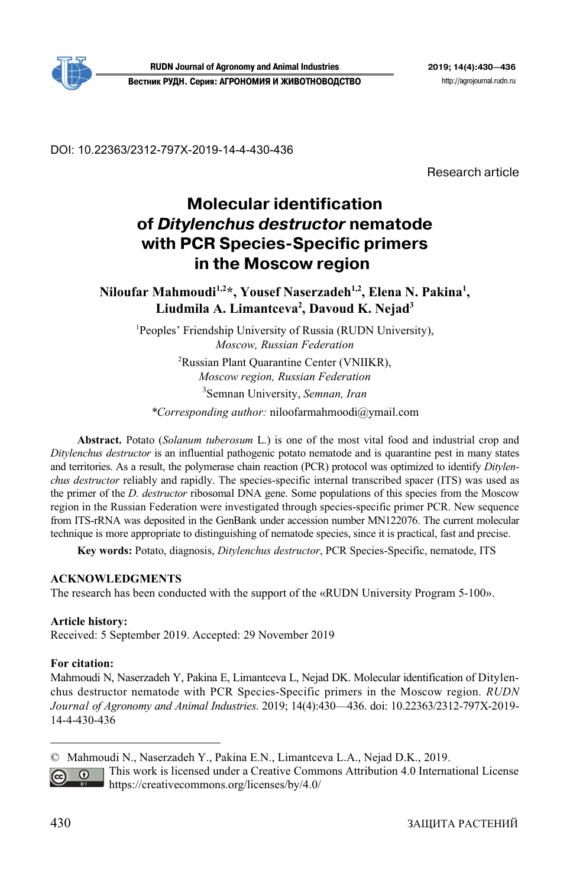DOI: 10.22363/2312-797X-2019-14-4-430-436

Research article

# Molecular identification of *Ditylenchus destructor* nematode with PCR Species-Specific primers in the Moscow region

**Niloufar Mahmoudi[1,2]*, Yousef Naserzadeh[1,2], Elena N. Pakina[1], Liudmila A. Limantceva[2], Davoud K. Nejad[3]**

[1]Peoples' Friendship University of Russia (RUDN University), *Moscow, Russian Federation*

[2]Russian Plant Quarantine Center (VNIIKR), *Moscow region, Russian Federation*

[3]Semnan University, *Semnan, Iran*

**Corresponding author:* niloofarmahmoudi@ymail.com

**Abstract.** Potato (*Solanum tuberosum* L.) is one of the most vital food and industrial crop and *Ditylenchus destructor* is an influential pathogenic potato nematode and is quarantine pest in many states and territories. As a result, the polymerase chain reaction (PCR) protocol was optimized to identify *Ditylenchus destructor* reliably and rapidly. The species-specific internal transcribed spacer (ITS) was used as the primer of the *D. destructor* ribosomal DNA gene. Some populations of this species from the Moscow region in the Russian Federation were investigated through species-specific primer PCR. New sequence from ITS-rRNA was deposited in the GenBank under accession number MN122076. The current molecular technique is more appropriate to distinguishing of nematode species, since it is practical, fast and precise.

**Key words:** Potato, diagnosis, *Ditylenchus destructor*, PCR Species-Specific, nematode, ITS

**ACKNOWLEDGMENTS**

The research has been conducted with the support of the «RUDN University Program 5-100».

**Article history:**

Received: 5 September 2019. Accepted: 29 November 2019

**For citation:**

Mahmoudi N, Naserzadeh Y, Pakina E, Limantceva L, Nejad DK. Molecular identification of Ditylenchus destructor nematode with PCR Species-Specific primers in the Moscow region. *RUDN Journal of Agronomy and Animal Industries.* 2019; 14(4):430—436. doi: 10.22363/2312-797X-2019-14-4-430-436

---

© Mahmoudi N., Naserzadeh Y., Pakina E.N., Limantceva L.A., Nejad D.K., 2019.

This work is licensed under a Creative Commons Attribution 4.0 International License https://creativecommons.org/licenses/by/4.0/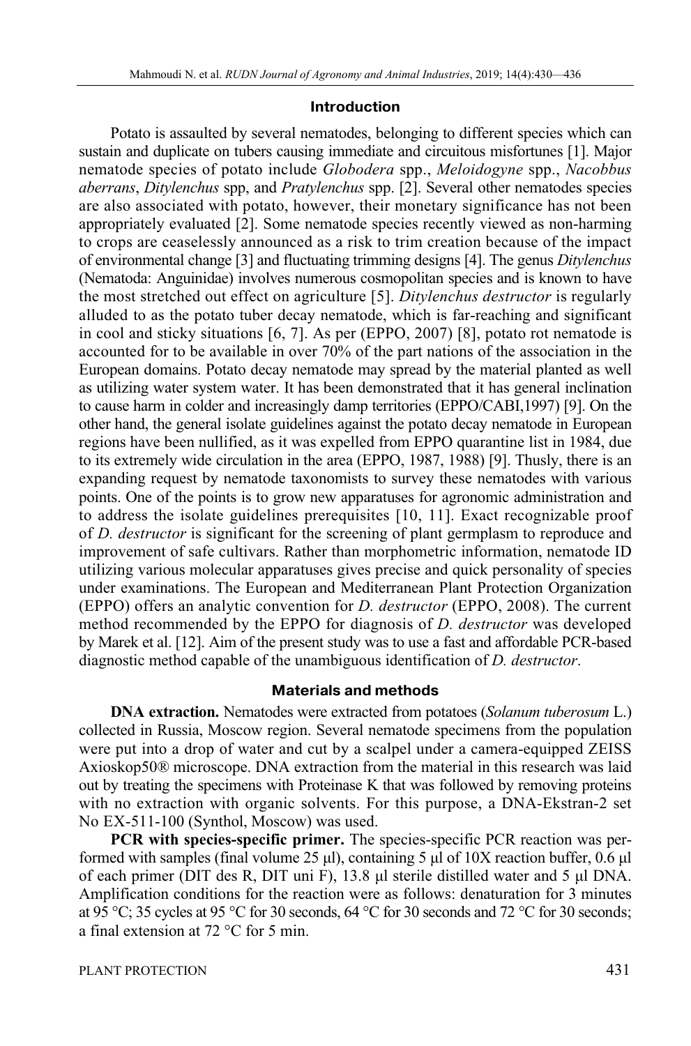## Introduction

Potato is assaulted by several nematodes, belonging to different species which can sustain and duplicate on tubers causing immediate and circuitous misfortunes [1]. Major nematode species of potato include *Globodera* spp., *Meloidogyne* spp., *Nacobbus aberrans*, *Ditylenchus* spp, and *Pratylenchus* spp. [2]. Several other nematodes species are also associated with potato, however, their monetary significance has not been appropriately evaluated [2]. Some nematode species recently viewed as non-harming to crops are ceaselessly announced as a risk to trim creation because of the impact of environmental change [3] and fluctuating trimming designs [4]. The genus *Ditylenchus* (Nematoda: Anguinidae) involves numerous cosmopolitan species and is known to have the most stretched out effect on agriculture [5]. *Ditylenchus destructor* is regularly alluded to as the potato tuber decay nematode, which is far-reaching and significant in cool and sticky situations [6, 7]. As per (EPPO, 2007) [8], potato rot nematode is accounted for to be available in over 70% of the part nations of the association in the European domains. Potato decay nematode may spread by the material planted as well as utilizing water system water. It has been demonstrated that it has general inclination to cause harm in colder and increasingly damp territories (EPPO/CABI,1997) [9]. On the other hand, the general isolate guidelines against the potato decay nematode in European regions have been nullified, as it was expelled from EPPO quarantine list in 1984, due to its extremely wide circulation in the area (EPPO, 1987, 1988) [9]. Thusly, there is an expanding request by nematode taxonomists to survey these nematodes with various points. One of the points is to grow new apparatuses for agronomic administration and to address the isolate guidelines prerequisites [10, 11]. Exact recognizable proof of *D. destructor* is significant for the screening of plant germplasm to reproduce and improvement of safe cultivars. Rather than morphometric information, nematode ID utilizing various molecular apparatuses gives precise and quick personality of species under examinations. The European and Mediterranean Plant Protection Organization (EPPO) offers an analytic convention for *D. destructor* (EPPO, 2008). The current method recommended by the EPPO for diagnosis of *D. destructor* was developed by Marek et al. [12]. Aim of the present study was to use a fast and affordable PCR-based diagnostic method capable of the unambiguous identification of *D. destructor*.

## Materials and methods

**DNA extraction.** Nematodes were extracted from potatoes (*Solanum tuberosum* L.) collected in Russia, Moscow region. Several nematode specimens from the population were put into a drop of water and cut by a scalpel under a camera-equipped ZEISS Axioskop50® microscope. DNA extraction from the material in this research was laid out by treating the specimens with Proteinase K that was followed by removing proteins with no extraction with organic solvents. For this purpose, a DNA-Ekstran-2 set No EX-511-100 (Synthol, Moscow) was used.

**PCR with species-specific primer.** The species-specific PCR reaction was performed with samples (final volume 25 μl), containing 5 μl of 10X reaction buffer, 0.6 μl of each primer (DIT des R, DIT uni F), 13.8 μl sterile distilled water and 5 μl DNA. Amplification conditions for the reaction were as follows: denaturation for 3 minutes at 95 °C; 35 cycles at 95 °C for 30 seconds, 64 °C for 30 seconds and 72 °C for 30 seconds; a final extension at 72 °C for 5 min.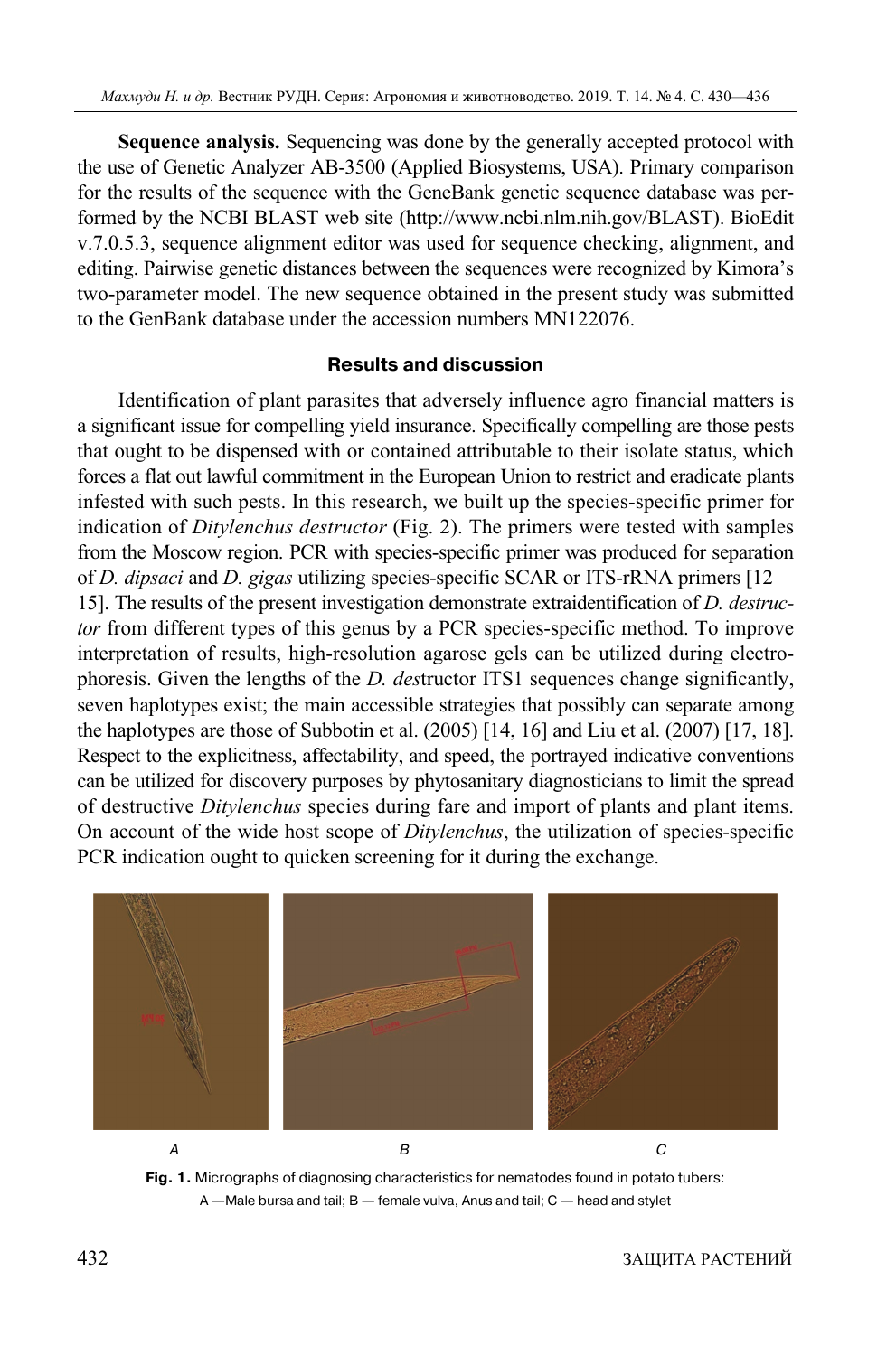**Sequence analysis.** Sequencing was done by the generally accepted protocol with the use of Genetic Analyzer AB-3500 (Applied Biosystems, USA). Primary comparison for the results of the sequence with the GeneBank genetic sequence database was performed by the NCBI BLAST web site (http://www.ncbi.nlm.nih.gov/BLAST). BioEdit v.7.0.5.3, sequence alignment editor was used for sequence checking, alignment, and editing. Pairwise genetic distances between the sequences were recognized by Kimora's two-parameter model. The new sequence obtained in the present study was submitted to the GenBank database under the accession numbers MN122076.

## Results and discussion

Identification of plant parasites that adversely influence agro financial matters is a significant issue for compelling yield insurance. Specifically compelling are those pests that ought to be dispensed with or contained attributable to their isolate status, which forces a flat out lawful commitment in the European Union to restrict and eradicate plants infested with such pests. In this research, we built up the species-specific primer for indication of *Ditylenchus destructor* (Fig. 2). The primers were tested with samples from the Moscow region. PCR with species-specific primer was produced for separation of *D. dipsaci* and *D. gigas* utilizing species-specific SCAR or ITS-rRNA primers [12—15]. The results of the present investigation demonstrate extraidentification of *D. destructor* from different types of this genus by a PCR species-specific method. To improve interpretation of results, high-resolution agarose gels can be utilized during electrophoresis. Given the lengths of the *D. des*tructor ITS1 sequences change significantly, seven haplotypes exist; the main accessible strategies that possibly can separate among the haplotypes are those of Subbotin et al. (2005) [14, 16] and Liu et al. (2007) [17, 18]. Respect to the explicitness, affectability, and speed, the portrayed indicative conventions can be utilized for discovery purposes by phytosanitary diagnosticians to limit the spread of destructive *Ditylenchus* species during fare and import of plants and plant items. On account of the wide host scope of *Ditylenchus*, the utilization of species-specific PCR indication ought to quicken screening for it during the exchange.

**Fig. 1.** Micrographs of diagnosing characteristics for nematodes found in potato tubers: A —Male bursa and tail; B — female vulva, Anus and tail; C — head and stylet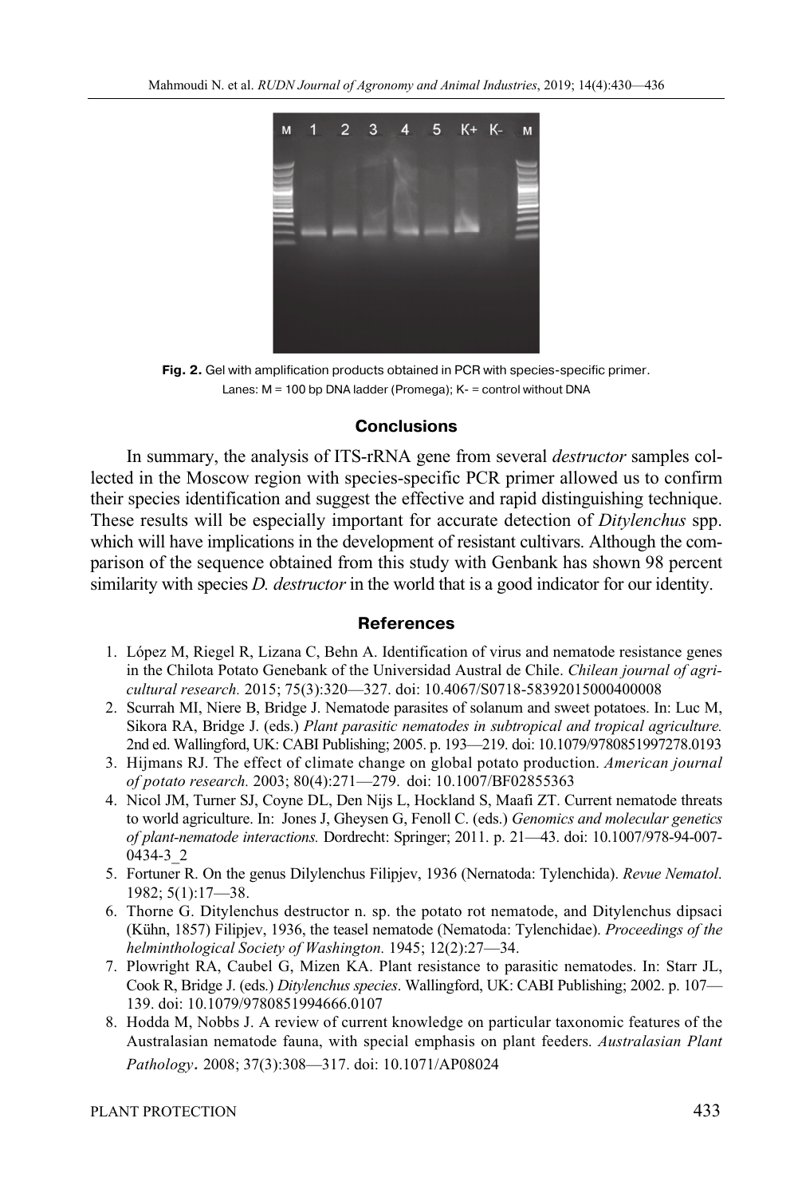**Fig. 2.** Gel with amplification products obtained in PCR with species-specific primer. Lanes: M = 100 bp DNA ladder (Promega); K- = control without DNA

## Conclusions

In summary, the analysis of ITS-rRNA gene from several *destructor* samples collected in the Moscow region with species-specific PCR primer allowed us to confirm their species identification and suggest the effective and rapid distinguishing technique. These results will be especially important for accurate detection of *Ditylenchus* spp. which will have implications in the development of resistant cultivars. Although the comparison of the sequence obtained from this study with Genbank has shown 98 percent similarity with species *D. destructor* in the world that is a good indicator for our identity.

## References

1. López M, Riegel R, Lizana C, Behn A. Identification of virus and nematode resistance genes in the Chilota Potato Genebank of the Universidad Austral de Chile. *Chilean journal of agricultural research.* 2015; 75(3):320—327. doi: 10.4067/S0718-58392015000400008
2. Scurrah MI, Niere B, Bridge J. Nematode parasites of solanum and sweet potatoes. In: Luc M, Sikora RA, Bridge J. (eds.) *Plant parasitic nematodes in subtropical and tropical agriculture.* 2nd ed. Wallingford, UK: CABI Publishing; 2005. p. 193—219. doi: 10.1079/9780851997278.0193
3. Hijmans RJ. The effect of climate change on global potato production. *American journal of potato research.* 2003; 80(4):271—279. doi: 10.1007/BF02855363
4. Nicol JM, Turner SJ, Coyne DL, Den Nijs L, Hockland S, Maafi ZT. Current nematode threats to world agriculture. In: Jones J, Gheysen G, Fenoll C. (eds.) *Genomics and molecular genetics of plant-nematode interactions.* Dordrecht: Springer; 2011. p. 21—43. doi: 10.1007/978-94-007-0434-3_2
5. Fortuner R. On the genus Dilylenchus Filipjev, 1936 (Nernatoda: Tylenchida). *Revue Nematol.* 1982; 5(1):17—38.
6. Thorne G. Ditylenchus destructor n. sp. the potato rot nematode, and Ditylenchus dipsaci (Kühn, 1857) Filipjev, 1936, the teasel nematode (Nematoda: Tylenchidae). *Proceedings of the helminthological Society of Washington.* 1945; 12(2):27—34.
7. Plowright RA, Caubel G, Mizen KA. Plant resistance to parasitic nematodes. In: Starr JL, Cook R, Bridge J. (eds.) *Ditylenchus species*. Wallingford, UK: CABI Publishing; 2002. p. 107—139. doi: 10.1079/9780851994666.0107
8. Hodda M, Nobbs J. A review of current knowledge on particular taxonomic features of the Australasian nematode fauna, with special emphasis on plant feeders. *Australasian Plant Pathology*. 2008; 37(3):308—317. doi: 10.1071/AP08024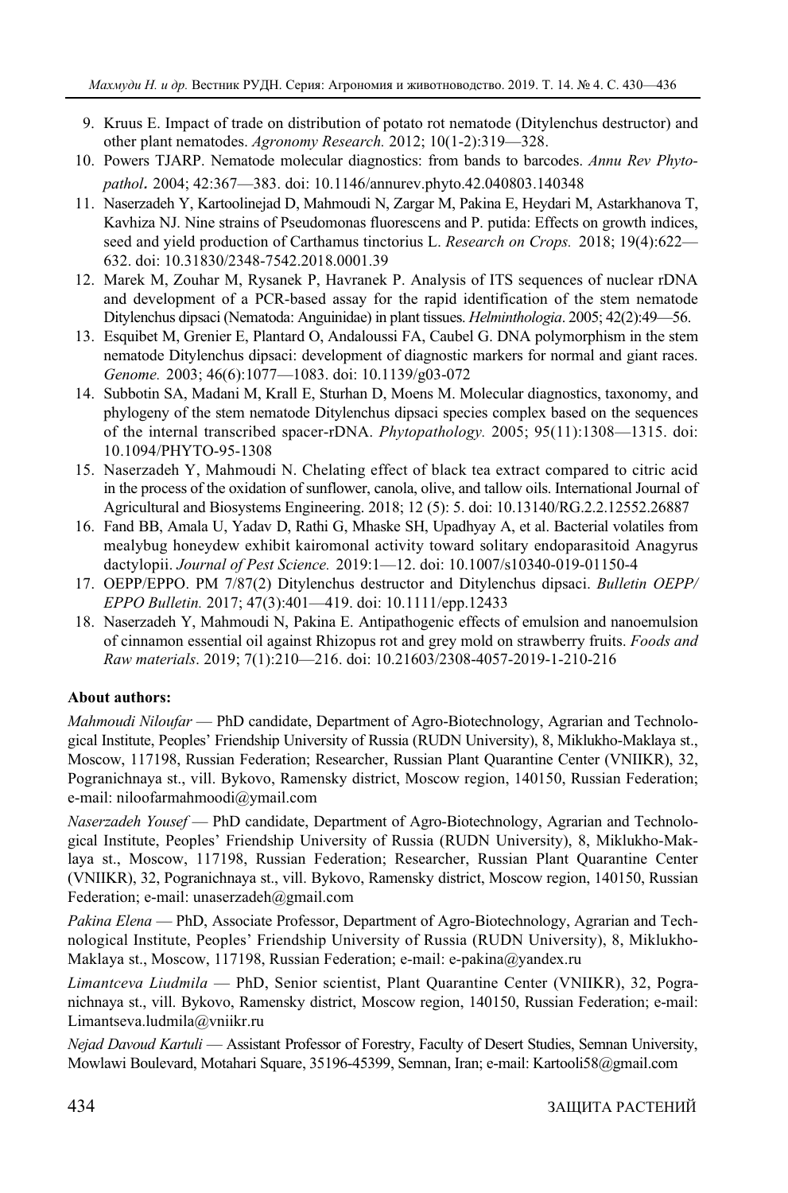9. Kruus E. Impact of trade on distribution of potato rot nematode (Ditylenchus destructor) and other plant nematodes. *Agronomy Research.* 2012; 10(1-2):319—328.
10. Powers TJARP. Nematode molecular diagnostics: from bands to barcodes. *Annu Rev Phytopathol*. 2004; 42:367—383. doi: 10.1146/annurev.phyto.42.040803.140348
11. Naserzadeh Y, Kartoolinejad D, Mahmoudi N, Zargar M, Pakina E, Heydari M, Astarkhanova T, Kavhiza NJ. Nine strains of Pseudomonas fluorescens and P. putida: Effects on growth indices, seed and yield production of Carthamus tinctorius L. *Research on Crops.* 2018; 19(4):622—632. doi: 10.31830/2348-7542.2018.0001.39
12. Marek M, Zouhar M, Rysanek P, Havranek P. Analysis of ITS sequences of nuclear rDNA and development of a PCR-based assay for the rapid identification of the stem nematode Ditylenchus dipsaci (Nematoda: Anguinidae) in plant tissues. *Helminthologia*. 2005; 42(2):49—56.
13. Esquibet M, Grenier E, Plantard O, Andaloussi FA, Caubel G. DNA polymorphism in the stem nematode Ditylenchus dipsaci: development of diagnostic markers for normal and giant races. *Genome.* 2003; 46(6):1077—1083. doi: 10.1139/g03-072
14. Subbotin SA, Madani M, Krall E, Sturhan D, Moens M. Molecular diagnostics, taxonomy, and phylogeny of the stem nematode Ditylenchus dipsaci species complex based on the sequences of the internal transcribed spacer-rDNA. *Phytopathology.* 2005; 95(11):1308—1315. doi: 10.1094/PHYTO-95-1308
15. Naserzadeh Y, Mahmoudi N. Chelating effect of black tea extract compared to citric acid in the process of the oxidation of sunflower, canola, olive, and tallow oils. International Journal of Agricultural and Biosystems Engineering. 2018; 12 (5): 5. doi: 10.13140/RG.2.2.12552.26887
16. Fand BB, Amala U, Yadav D, Rathi G, Mhaske SH, Upadhyay A, et al. Bacterial volatiles from mealybug honeydew exhibit kairomonal activity toward solitary endoparasitoid Anagyrus dactylopii. *Journal of Pest Science.* 2019:1—12. doi: 10.1007/s10340-019-01150-4
17. OEPP/EPPO. PM 7/87(2) Ditylenchus destructor and Ditylenchus dipsaci. *Bulletin OEPP/EPPO Bulletin.* 2017; 47(3):401—419. doi: 10.1111/epp.12433
18. Naserzadeh Y, Mahmoudi N, Pakina E. Antipathogenic effects of emulsion and nanoemulsion of cinnamon essential oil against Rhizopus rot and grey mold on strawberry fruits. *Foods and Raw materials*. 2019; 7(1):210—216. doi: 10.21603/2308-4057-2019-1-210-216

**About authors:**

*Mahmoudi Niloufar* — PhD candidate, Department of Agro-Biotechnology, Agrarian and Technological Institute, Peoples' Friendship University of Russia (RUDN University), 8, Miklukho-Maklaya st., Moscow, 117198, Russian Federation; Researcher, Russian Plant Quarantine Center (VNIIKR), 32, Pogranichnaya st., vill. Bykovo, Ramensky district, Moscow region, 140150, Russian Federation; e-mail: niloofarmahmoodi@ymail.com

*Naserzadeh Yousef* — PhD candidate, Department of Agro-Biotechnology, Agrarian and Technological Institute, Peoples' Friendship University of Russia (RUDN University), 8, Miklukho-Maklaya st., Moscow, 117198, Russian Federation; Researcher, Russian Plant Quarantine Center (VNIIKR), 32, Pogranichnaya st., vill. Bykovo, Ramensky district, Moscow region, 140150, Russian Federation; e-mail: unaserzadeh@gmail.com

*Pakina Elena* — PhD, Associate Professor, Department of Agro-Biotechnology, Agrarian and Technological Institute, Peoples' Friendship University of Russia (RUDN University), 8, Miklukho-Maklaya st., Moscow, 117198, Russian Federation; e-mail: e-pakina@yandex.ru

*Limantceva Liudmila* — PhD, Senior scientist, Plant Quarantine Center (VNIIKR), 32, Pogranichnaya st., vill. Bykovo, Ramensky district, Moscow region, 140150, Russian Federation; e-mail: Limantseva.ludmila@vniikr.ru

*Nejad Davoud Kartuli* — Assistant Professor of Forestry, Faculty of Desert Studies, Semnan University, Mowlawi Boulevard, Motahari Square, 35196-45399, Semnan, Iran; e-mail: Kartooli58@gmail.com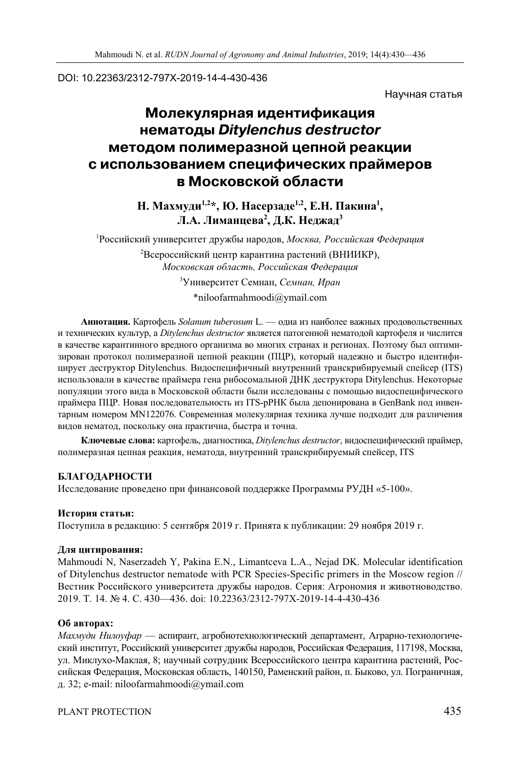DOI: 10.22363/2312-797X-2019-14-4-430-436

Научная статья

# Молекулярная идентификация нематоды *Ditylenchus destructor* методом полимеразной цепной реакции с использованием специфических праймеров в Московской области

**Н. Махмуди[1,2]*, Ю. Насерзаде[1,2], Е.Н. Пакина[1], Л.А. Лиманцева[2], Д.К. Неджад[3]**

[1]Российский университет дружбы народов, *Москва, Российская Федерация*

[2]Всероссийский центр карантина растений (ВНИИКР), *Московская область, Российская Федерация*

[3]Университет Семнан, *Семнан, Иран*

*niloofarmahmoodi@ymail.com

**Аннотация.** Картофель *Solanum tuberosum* L. — одна из наиболее важных продовольственных и технических культур, а *Ditylenchus destructor* является патогенной нематодой картофеля и числится в качестве карантинного вредного организма во многих странах и регионах. Поэтому был оптимизирован протокол полимеразной цепной реакции (ПЦР), который надежно и быстро идентифицирует деструктор Ditylenchus. Видоспецифичный внутренний транскрибируемый спейсер (ITS) использовали в качестве праймера гена рибосомальной ДНК деструктора Ditylenchus. Некоторые популяции этого вида в Московской области были исследованы с помощью видоспецифического праймера ПЦР. Новая последовательность из ITS-рРНК была депонирована в GenBank под инвентарным номером MN122076. Современная молекулярная техника лучше подходит для различения видов нематод, поскольку она практична, быстра и точна.

**Ключевые слова:** картофель, диагностика, *Ditylenchus destructor*, видоспецифический праймер, полимеразная цепная реакция, нематода, внутренний транскрибируемый спейсер, ITS

**БЛАГОДАРНОСТИ**

Исследование проведено при финансовой поддержке Программы РУДН «5-100».

**История статьи:**

Поступила в редакцию: 5 сентября 2019 г. Принята к публикации: 29 ноября 2019 г.

**Для цитирования:**

Mahmoudi N, Naserzadeh Y, Pakina E.N., Limantceva L.A., Nejad DK. Molecular identification of Ditylenchus destructor nematode with PCR Species-Specific primers in the Moscow region // Вестник Российского университета дружбы народов. Серия: Агрономия и животноводство. 2019. Т. 14. № 4. С. 430—436. doi: 10.22363/2312-797X-2019-14-4-430-436

**Об авторах:**

*Махмуди Нилоуфар* — аспирант, агробиотехнологический департамент, Аграрно-технологический институт, Российский университет дружбы народов, Российская Федерация, 117198, Москва, ул. Миклухо-Маклая, 8; научный сотрудник Всероссийского центра карантина растений, Российская Федерация, Московская область, 140150, Раменский район, п. Быково, ул. Пограничная, д. 32; e-mail: niloofarmahmoodi@ymail.com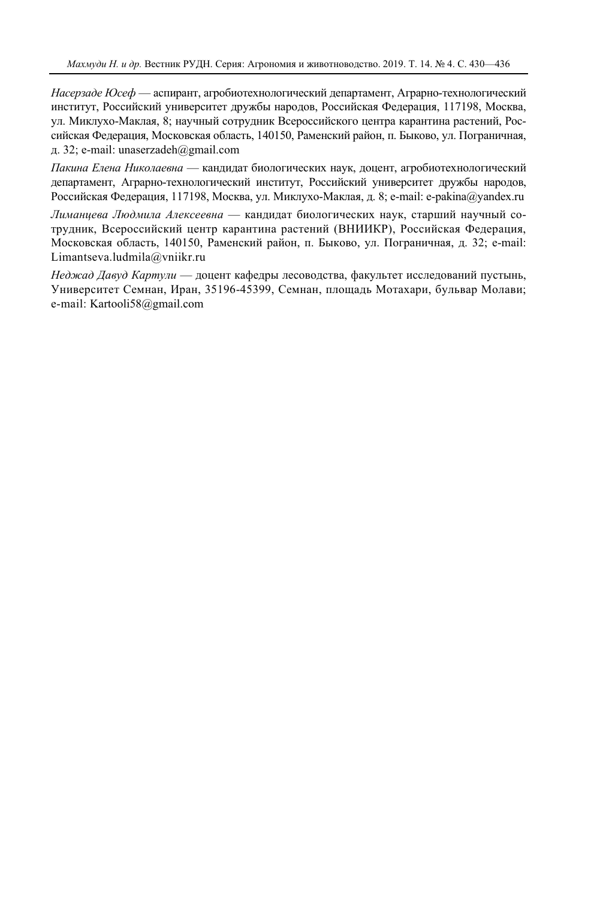*Насерзаде Юсеф* — аспирант, агробиотехнологический департамент, Аграрно-технологический институт, Российский университет дружбы народов, Российская Федерация, 117198, Москва, ул. Миклухо-Маклая, 8; научный сотрудник Всероссийского центра карантина растений, Российская Федерация, Московская область, 140150, Раменский район, п. Быково, ул. Пограничная, д. 32; e-mail: unaserzadeh@gmail.com

*Пакина Елена Николаевна* — кандидат биологических наук, доцент, агробиотехнологический департамент, Аграрно-технологический институт, Российский университет дружбы народов, Российская Федерация, 117198, Москва, ул. Миклухо-Маклая, д. 8; e-mail: e-pakina@yandex.ru

*Лиманцева Людмила Алексеевна* — кандидат биологических наук, старший научный сотрудник, Всероссийский центр карантина растений (ВНИИКР), Российская Федерация, Московская область, 140150, Раменский район, п. Быково, ул. Пограничная, д. 32; e-mail: Limantseva.ludmila@vniikr.ru

*Неджад Давуд Картули* — доцент кафедры лесоводства, факультет исследований пустынь, Университет Семнан, Иран, 35196-45399, Семнан, площадь Мотахари, бульвар Молави; e-mail: Kartooli58@gmail.com